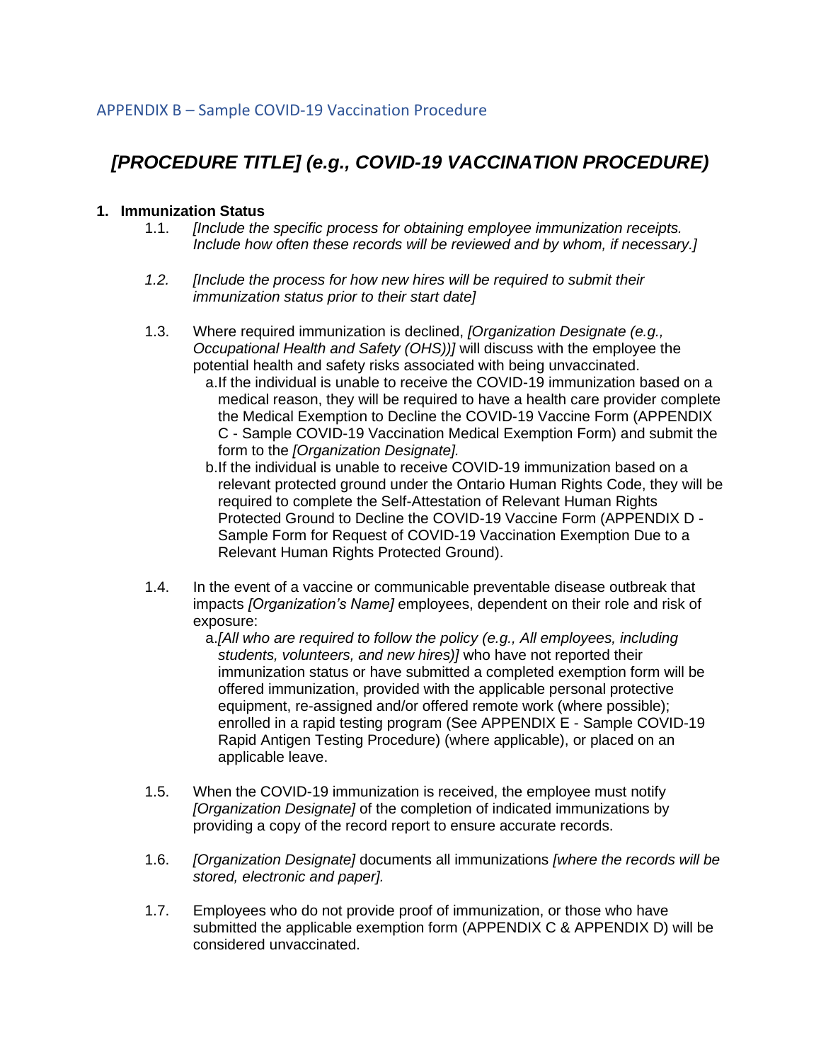APPENDIX B – Sample COVID-19 Vaccination Procedure

# *[PROCEDURE TITLE] (e.g., COVID-19 VACCINATION PROCEDURE)*

## 1. Immunization Status

1.1. *[Include the specific process for obtaining employee immunization receipts. Include how often these records will be reviewed and by whom, if necessary.]*

*1.2. [Include the process for how new hires will be required to submit their immunization status prior to their start date]*

1.3. Where required immunization is declined, *[Organization Designate (e.g., Occupational Health and Safety (OHS))]* will discuss with the employee the potential health and safety risks associated with being unvaccinated.

   a. If the individual is unable to receive the COVID-19 immunization based on a medical reason, they will be required to have a health care provider complete the Medical Exemption to Decline the COVID-19 Vaccine Form (APPENDIX C - Sample COVID-19 Vaccination Medical Exemption Form) and submit the form to the *[Organization Designate]*.

   b. If the individual is unable to receive COVID-19 immunization based on a relevant protected ground under the Ontario Human Rights Code, they will be required to complete the Self-Attestation of Relevant Human Rights Protected Ground to Decline the COVID-19 Vaccine Form (APPENDIX D - Sample Form for Request of COVID-19 Vaccination Exemption Due to a Relevant Human Rights Protected Ground).

1.4. In the event of a vaccine or communicable preventable disease outbreak that impacts *[Organization's Name]* employees, dependent on their role and risk of exposure:

   a. *[All who are required to follow the policy (e.g., All employees, including students, volunteers, and new hires)]* who have not reported their immunization status or have submitted a completed exemption form will be offered immunization, provided with the applicable personal protective equipment, re-assigned and/or offered remote work (where possible); enrolled in a rapid testing program (See APPENDIX E - Sample COVID-19 Rapid Antigen Testing Procedure) (where applicable), or placed on an applicable leave.

1.5. When the COVID-19 immunization is received, the employee must notify *[Organization Designate]* of the completion of indicated immunizations by providing a copy of the record report to ensure accurate records.

1.6. *[Organization Designate]* documents all immunizations *[where the records will be stored, electronic and paper].*

1.7. Employees who do not provide proof of immunization, or those who have submitted the applicable exemption form (APPENDIX C & APPENDIX D) will be considered unvaccinated.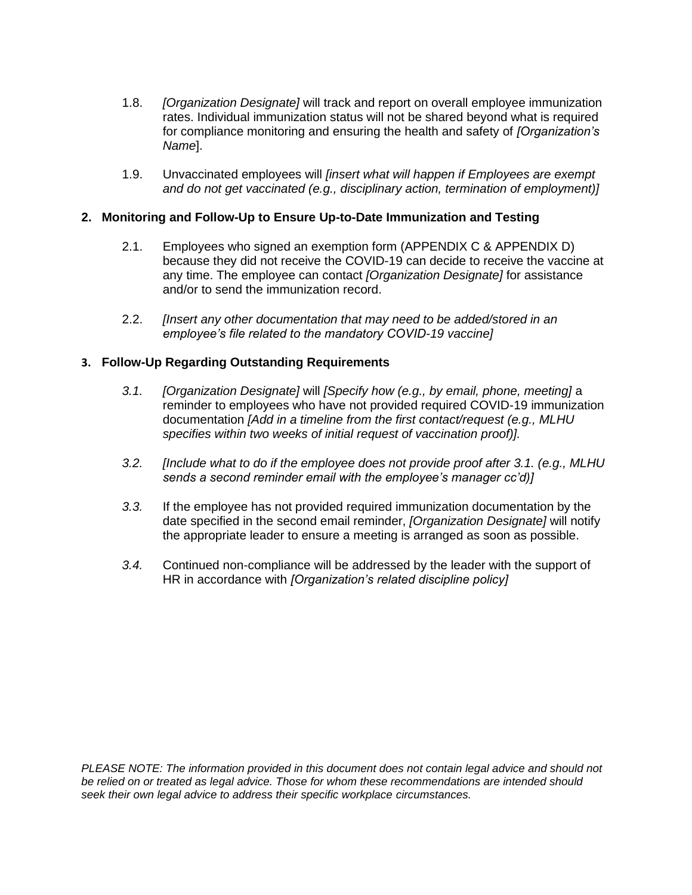1.8. *[Organization Designate]* will track and report on overall employee immunization rates. Individual immunization status will not be shared beyond what is required for compliance monitoring and ensuring the health and safety of *[Organization's Name*].

1.9. Unvaccinated employees will *[insert what will happen if Employees are exempt and do not get vaccinated (e.g., disciplinary action, termination of employment)]*

## 2. Monitoring and Follow-Up to Ensure Up-to-Date Immunization and Testing

2.1. Employees who signed an exemption form (APPENDIX C & APPENDIX D) because they did not receive the COVID-19 can decide to receive the vaccine at any time. The employee can contact *[Organization Designate]* for assistance and/or to send the immunization record.

2.2. *[Insert any other documentation that may need to be added/stored in an employee's file related to the mandatory COVID-19 vaccine]*

## 3. Follow-Up Regarding Outstanding Requirements

*3.1.* *[Organization Designate]* will *[Specify how (e.g., by email, phone, meeting]* a reminder to employees who have not provided required COVID-19 immunization documentation *[Add in a timeline from the first contact/request (e.g., MLHU specifies within two weeks of initial request of vaccination proof)].*

*3.2. [Include what to do if the employee does not provide proof after 3.1. (e.g., MLHU sends a second reminder email with the employee's manager cc'd)]*

*3.3.* If the employee has not provided required immunization documentation by the date specified in the second email reminder, *[Organization Designate]* will notify the appropriate leader to ensure a meeting is arranged as soon as possible.

*3.4.* Continued non-compliance will be addressed by the leader with the support of HR in accordance with *[Organization's related discipline policy]*

*PLEASE NOTE: The information provided in this document does not contain legal advice and should not be relied on or treated as legal advice. Those for whom these recommendations are intended should seek their own legal advice to address their specific workplace circumstances.*